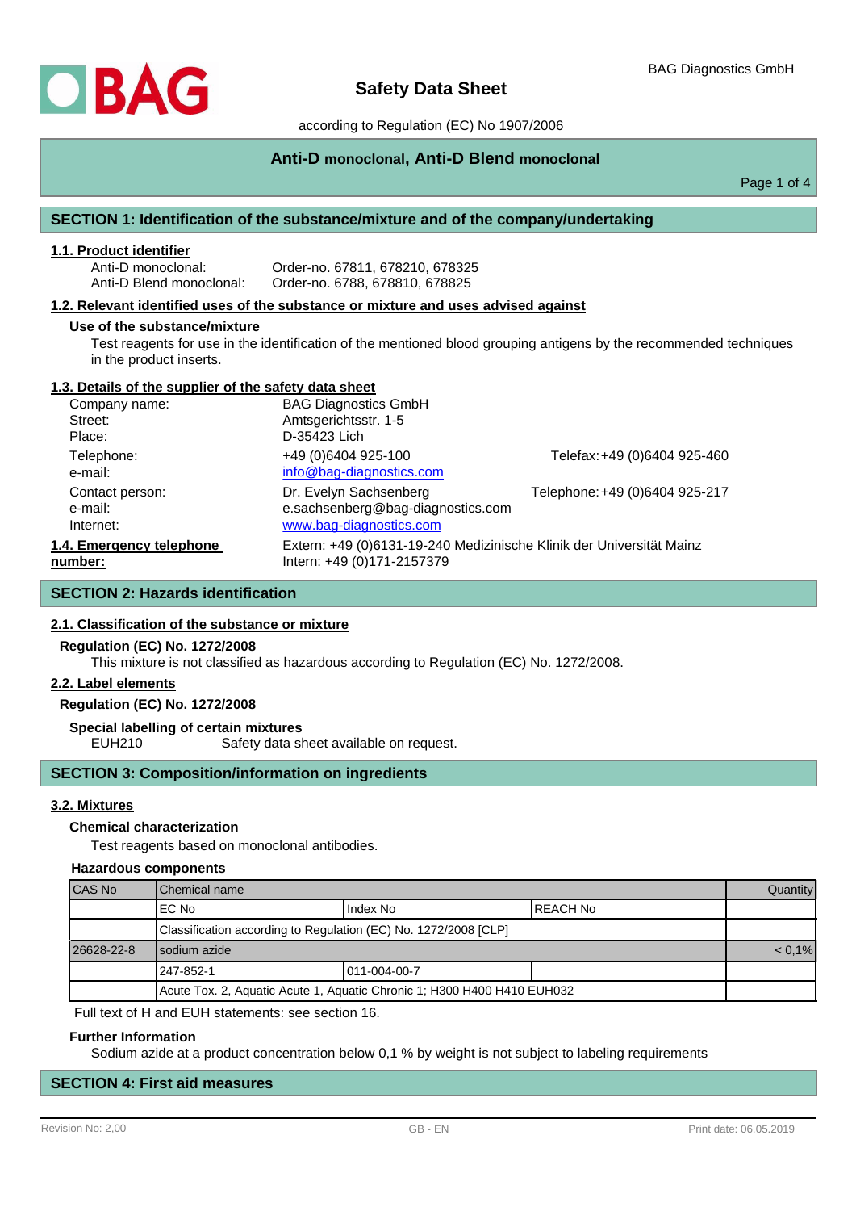# Safety Data Sheet

according to Regulation (EC) No 1907/2006

**Anti-D monoclonal, Anti-D Blend monoclonal**

## SECTION 1: Identification of the substance/mixture and of the company/undertaking

### 1.1. Product identifier

Anti-D monoclonal: Order-no. 67811, 678210, 678325
Anti-D Blend monoclonal: Order-no. 6788, 678810, 678825

### 1.2. Relevant identified uses of the substance or mixture and uses advised against

**Use of the substance/mixture**

Test reagents for use in the identification of the mentioned blood grouping antigens by the recommended techniques in the product inserts.

### 1.3. Details of the supplier of the safety data sheet

| | | |
|---|---|---|
| Company name: | BAG Diagnostics GmbH | |
| Street: | Amtsgerichtsstr. 1-5 | |
| Place: | D-35423 Lich | |
| Telephone: | +49 (0)6404 925-100 | Telefax: +49 (0)6404 925-460 |
| e-mail: | info@bag-diagnostics.com | |
| Contact person: | Dr. Evelyn Sachsenberg | Telephone: +49 (0)6404 925-217 |
| e-mail: | e.sachsenberg@bag-diagnostics.com | |
| Internet: | www.bag-diagnostics.com | |

### 1.4. Emergency telephone number:

Extern: +49 (0)6131-19-240 Medizinische Klinik der Universität Mainz
Intern: +49 (0)171-2157379

## SECTION 2: Hazards identification

### 2.1. Classification of the substance or mixture

**Regulation (EC) No. 1272/2008**

This mixture is not classified as hazardous according to Regulation (EC) No. 1272/2008.

### 2.2. Label elements

**Regulation (EC) No. 1272/2008**

**Special labelling of certain mixtures**

EUH210 Safety data sheet available on request.

## SECTION 3: Composition/information on ingredients

### 3.2. Mixtures

**Chemical characterization**

Test reagents based on monoclonal antibodies.

**Hazardous components**

| CAS No | Chemical name | | | Quantity |
|---|---|---|---|---|
| | EC No | Index No | REACH No | |
| | Classification according to Regulation (EC) No. 1272/2008 [CLP] | | | |
| 26628-22-8 | sodium azide | | | < 0,1% |
| | 247-852-1 | 011-004-00-7 | | |
| | Acute Tox. 2, Aquatic Acute 1, Aquatic Chronic 1; H300 H400 H410 EUH032 | | | |

Full text of H and EUH statements: see section 16.

**Further Information**

Sodium azide at a product concentration below 0,1 % by weight is not subject to labeling requirements

## SECTION 4: First aid measures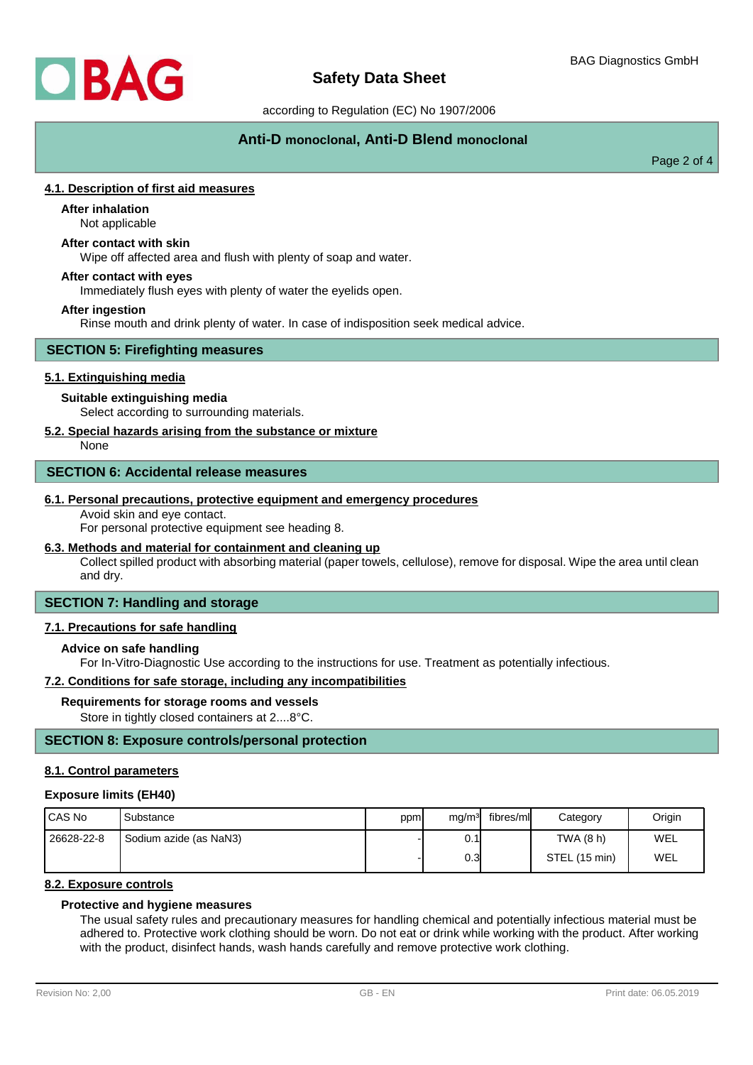#### 4.1. Description of first aid measures

**After inhalation**

Not applicable

**After contact with skin**

Wipe off affected area and flush with plenty of soap and water.

**After contact with eyes**

Immediately flush eyes with plenty of water the eyelids open.

**After ingestion**

Rinse mouth and drink plenty of water. In case of indisposition seek medical advice.

## SECTION 5: Firefighting measures

#### 5.1. Extinguishing media

**Suitable extinguishing media**

Select according to surrounding materials.

#### 5.2. Special hazards arising from the substance or mixture

None

## SECTION 6: Accidental release measures

#### 6.1. Personal precautions, protective equipment and emergency procedures

Avoid skin and eye contact.
For personal protective equipment see heading 8.

#### 6.3. Methods and material for containment and cleaning up

Collect spilled product with absorbing material (paper towels, cellulose), remove for disposal. Wipe the area until clean and dry.

## SECTION 7: Handling and storage

#### 7.1. Precautions for safe handling

**Advice on safe handling**

For In-Vitro-Diagnostic Use according to the instructions for use. Treatment as potentially infectious.

#### 7.2. Conditions for safe storage, including any incompatibilities

**Requirements for storage rooms and vessels**

Store in tightly closed containers at 2....8°C.

## SECTION 8: Exposure controls/personal protection

#### 8.1. Control parameters

**Exposure limits (EH40)**

| CAS No | Substance | ppm | mg/m³ | fibres/ml | Category | Origin |
|---|---|---|---|---|---|---|
| 26628-22-8 | Sodium azide (as $NaN_3$) | - | 0.1 | | TWA (8 h) | WEL |
| | | - | 0.3 | | STEL (15 min) | WEL |

#### 8.2. Exposure controls

**Protective and hygiene measures**

The usual safety rules and precautionary measures for handling chemical and potentially infectious material must be adhered to. Protective work clothing should be worn. Do not eat or drink while working with the product. After working with the product, disinfect hands, wash hands carefully and remove protective work clothing.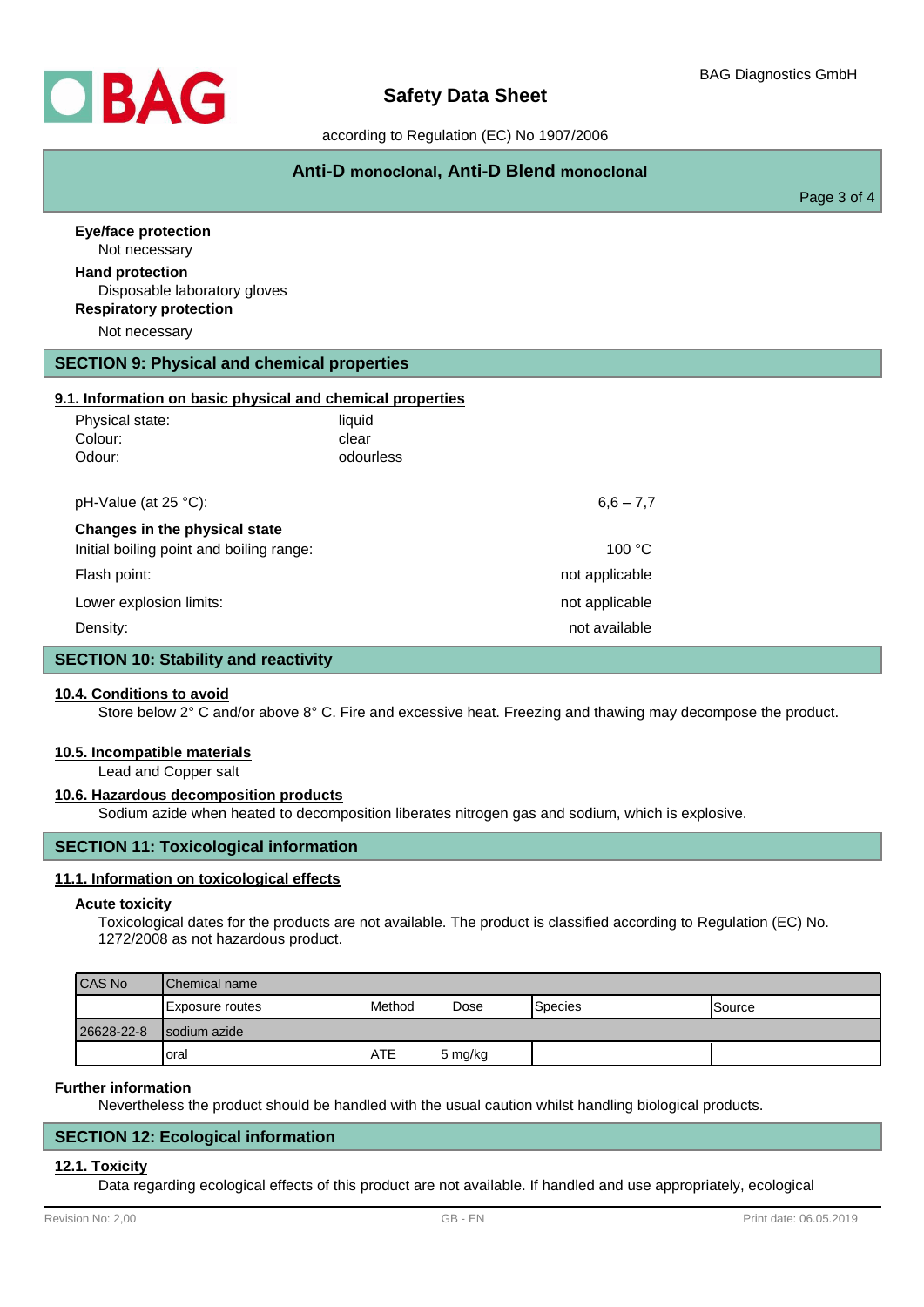**Eye/face protection**

Not necessary

**Hand protection**

Disposable laboratory gloves

**Respiratory protection**

Not necessary

## SECTION 9: Physical and chemical properties

### 9.1. Information on basic physical and chemical properties

| | |
|---|---|
| Physical state: | liquid |
| Colour: | clear |
| Odour: | odourless |

| | |
|---|---|
| pH-Value (at 25 °C): | 6,6 – 7,7 |
| **Changes in the physical state** | |
| Initial boiling point and boiling range: | 100 °C |
| Flash point: | not applicable |
| Lower explosion limits: | not applicable |
| Density: | not available |

## SECTION 10: Stability and reactivity

### 10.4. Conditions to avoid

Store below 2° C and/or above 8° C. Fire and excessive heat. Freezing and thawing may decompose the product.

### 10.5. Incompatible materials

Lead and Copper salt

### 10.6. Hazardous decomposition products

Sodium azide when heated to decomposition liberates nitrogen gas and sodium, which is explosive.

## SECTION 11: Toxicological information

### 11.1. Information on toxicological effects

**Acute toxicity**

Toxicological dates for the products are not available. The product is classified according to Regulation (EC) No. 1272/2008 as not hazardous product.

| CAS No | Chemical name | | | | |
|---|---|---|---|---|---|
| | Exposure routes | Method | Dose | Species | Source |
| 26628-22-8 | sodium azide | | | | |
| | oral | ATE | 5 mg/kg | | |

**Further information**

Nevertheless the product should be handled with the usual caution whilst handling biological products.

## SECTION 12: Ecological information

### 12.1. Toxicity

Data regarding ecological effects of this product are not available. If handled and use appropriately, ecological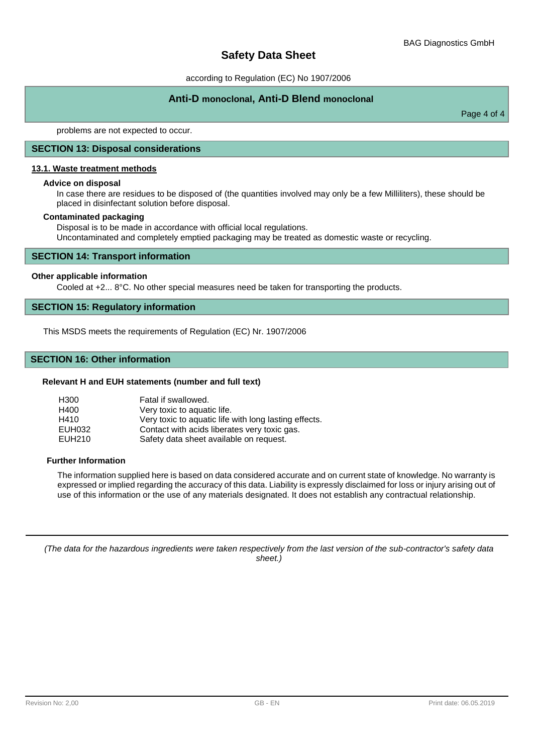problems are not expected to occur.

## SECTION 13: Disposal considerations

### 13.1. Waste treatment methods

**Advice on disposal**

In case there are residues to be disposed of (the quantities involved may only be a few Milliliters), these should be placed in disinfectant solution before disposal.

**Contaminated packaging**

Disposal is to be made in accordance with official local regulations.
Uncontaminated and completely emptied packaging may be treated as domestic waste or recycling.

## SECTION 14: Transport information

**Other applicable information**

Cooled at +2... 8°C. No other special measures need be taken for transporting the products.

## SECTION 15: Regulatory information

This MSDS meets the requirements of Regulation (EC) Nr. 1907/2006

## SECTION 16: Other information

**Relevant H and EUH statements (number and full text)**

| | |
|---|---|
| H300 | Fatal if swallowed. |
| H400 | Very toxic to aquatic life. |
| H410 | Very toxic to aquatic life with long lasting effects. |
| EUH032 | Contact with acids liberates very toxic gas. |
| EUH210 | Safety data sheet available on request. |

**Further Information**

The information supplied here is based on data considered accurate and on current state of knowledge. No warranty is expressed or implied regarding the accuracy of this data. Liability is expressly disclaimed for loss or injury arising out of use of this information or the use of any materials designated. It does not establish any contractual relationship.

---

*(The data for the hazardous ingredients were taken respectively from the last version of the sub-contractor's safety data sheet.)*